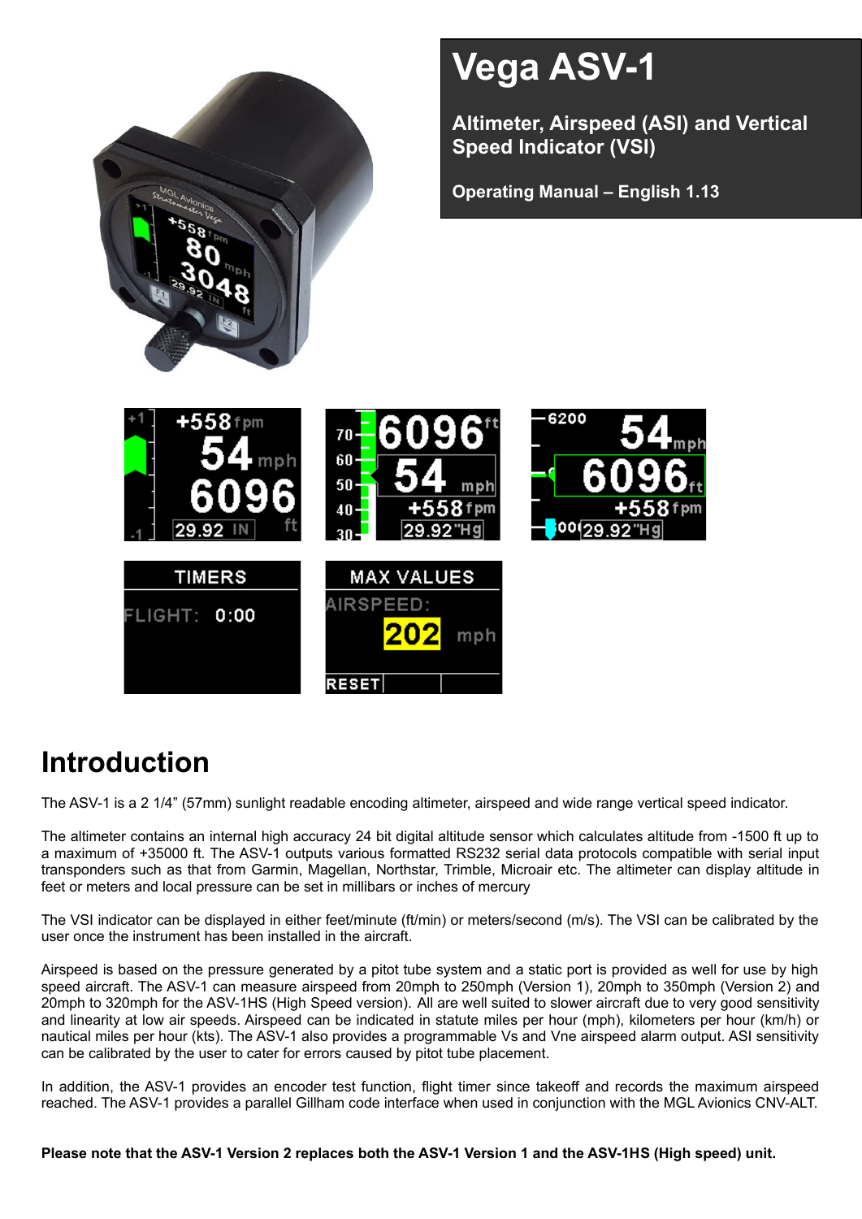# Vega ASV-1

**Altimeter, Airspeed (ASI) and Vertical Speed Indicator (VSI)**

**Operating Manual – English 1.13**

## Introduction

The ASV-1 is a 2 1/4" (57mm) sunlight readable encoding altimeter, airspeed and wide range vertical speed indicator.

The altimeter contains an internal high accuracy 24 bit digital altitude sensor which calculates altitude from -1500 ft up to a maximum of +35000 ft. The ASV-1 outputs various formatted RS232 serial data protocols compatible with serial input transponders such as that from Garmin, Magellan, Northstar, Trimble, Microair etc. The altimeter can display altitude in feet or meters and local pressure can be set in millibars or inches of mercury

The VSI indicator can be displayed in either feet/minute (ft/min) or meters/second (m/s). The VSI can be calibrated by the user once the instrument has been installed in the aircraft.

Airspeed is based on the pressure generated by a pitot tube system and a static port is provided as well for use by high speed aircraft. The ASV-1 can measure airspeed from 20mph to 250mph (Version 1), 20mph to 350mph (Version 2) and 20mph to 320mph for the ASV-1HS (High Speed version). All are well suited to slower aircraft due to very good sensitivity and linearity at low air speeds. Airspeed can be indicated in statute miles per hour (mph), kilometers per hour (km/h) or nautical miles per hour (kts). The ASV-1 also provides a programmable Vs and Vne airspeed alarm output. ASI sensitivity can be calibrated by the user to cater for errors caused by pitot tube placement.

In addition, the ASV-1 provides an encoder test function, flight timer since takeoff and records the maximum airspeed reached. The ASV-1 provides a parallel Gillham code interface when used in conjunction with the MGL Avionics CNV-ALT.

**Please note that the ASV-1 Version 2 replaces both the ASV-1 Version 1 and the ASV-1HS (High speed) unit.**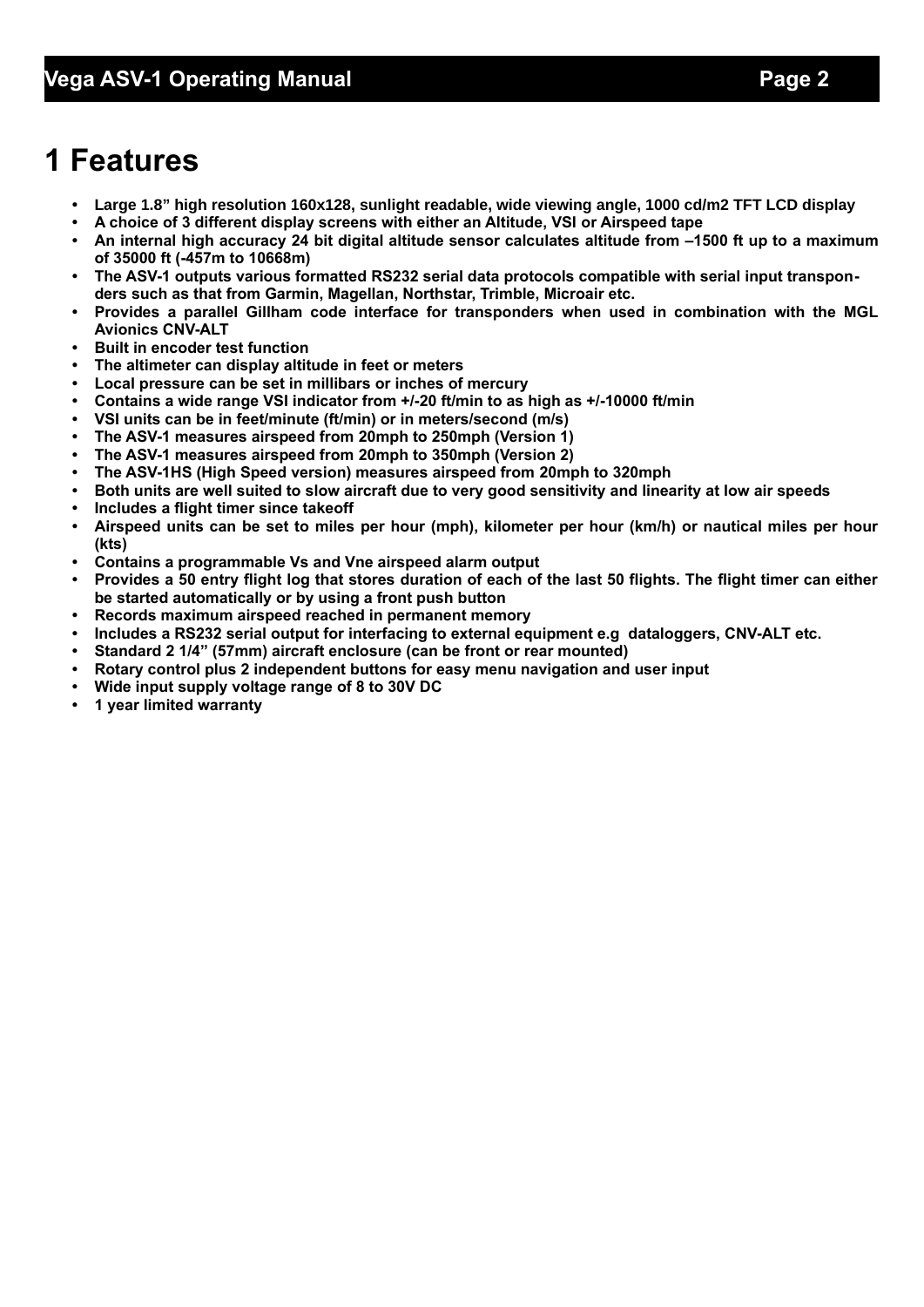# 1 Features

- **Large 1.8" high resolution 160x128, sunlight readable, wide viewing angle, 1000 cd/m2 TFT LCD display**
- **A choice of 3 different display screens with either an Altitude, VSI or Airspeed tape**
- **An internal high accuracy 24 bit digital altitude sensor calculates altitude from –1500 ft up to a maximum of 35000 ft (-457m to 10668m)**
- **The ASV-1 outputs various formatted RS232 serial data protocols compatible with serial input transponders such as that from Garmin, Magellan, Northstar, Trimble, Microair etc.**
- **Provides a parallel Gillham code interface for transponders when used in combination with the MGL Avionics CNV-ALT**
- **Built in encoder test function**
- **The altimeter can display altitude in feet or meters**
- **Local pressure can be set in millibars or inches of mercury**
- **Contains a wide range VSI indicator from +/-20 ft/min to as high as +/-10000 ft/min**
- **VSI units can be in feet/minute (ft/min) or in meters/second (m/s)**
- **The ASV-1 measures airspeed from 20mph to 250mph (Version 1)**
- **The ASV-1 measures airspeed from 20mph to 350mph (Version 2)**
- **The ASV-1HS (High Speed version) measures airspeed from 20mph to 320mph**
- **Both units are well suited to slow aircraft due to very good sensitivity and linearity at low air speeds**
- **Includes a flight timer since takeoff**
- **Airspeed units can be set to miles per hour (mph), kilometer per hour (km/h) or nautical miles per hour (kts)**
- **Contains a programmable Vs and Vne airspeed alarm output**
- **Provides a 50 entry flight log that stores duration of each of the last 50 flights. The flight timer can either be started automatically or by using a front push button**
- **Records maximum airspeed reached in permanent memory**
- **Includes a RS232 serial output for interfacing to external equipment e.g dataloggers, CNV-ALT etc.**
- **Standard 2 1/4" (57mm) aircraft enclosure (can be front or rear mounted)**
- **Rotary control plus 2 independent buttons for easy menu navigation and user input**
- **Wide input supply voltage range of 8 to 30V DC**
- **1 year limited warranty**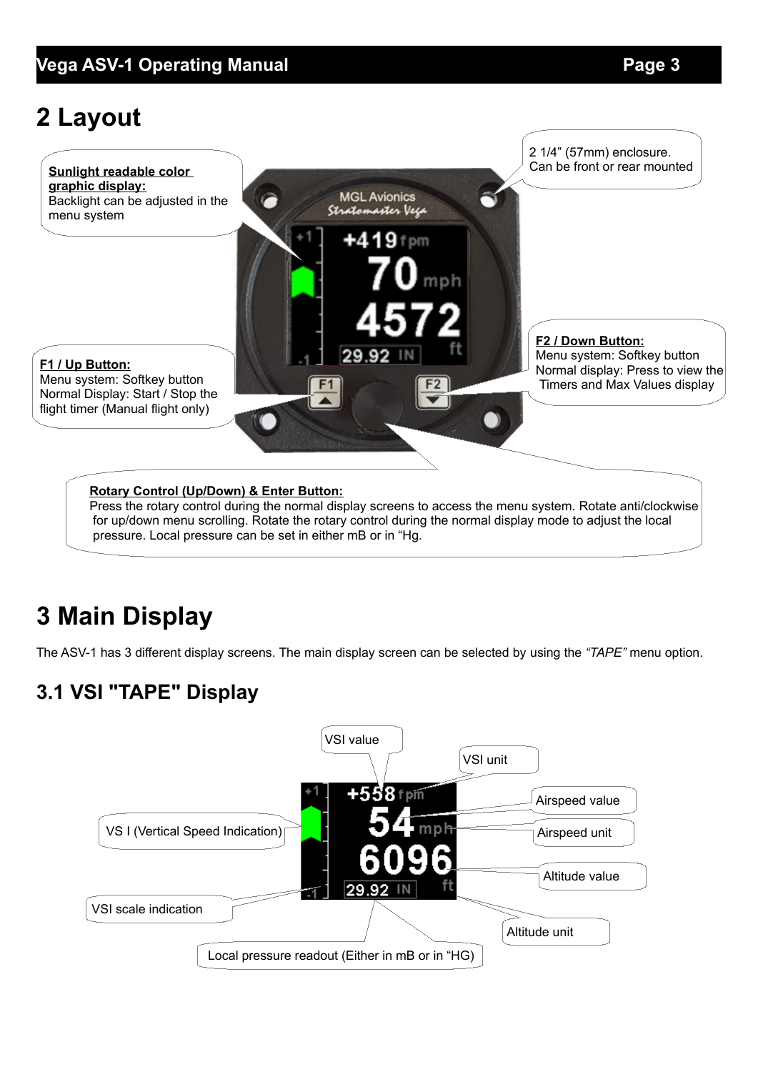# 2 Layout

**Sunlight readable color graphic display:**
Backlight can be adjusted in the menu system

2 1/4" (57mm) enclosure.
Can be front or rear mounted

**F2 / Down Button:**
Menu system: Softkey button
Normal display: Press to view the Timers and Max Values display

**F1 / Up Button:**
Menu system: Softkey button
Normal Display: Start / Stop the flight timer (Manual flight only)

**Rotary Control (Up/Down) & Enter Button:**
Press the rotary control during the normal display screens to access the menu system. Rotate anti/clockwise for up/down menu scrolling. Rotate the rotary control during the normal display mode to adjust the local pressure. Local pressure can be set in either mB or in "Hg.

# 3 Main Display

The ASV-1 has 3 different display screens. The main display screen can be selected by using the *"TAPE"* menu option.

## 3.1 VSI "TAPE" Display

VSI value

VSI unit

Airspeed value

VS I (Vertical Speed Indication)

Airspeed unit

Altitude value

VSI scale indication

Altitude unit

Local pressure readout (Either in mB or in "HG)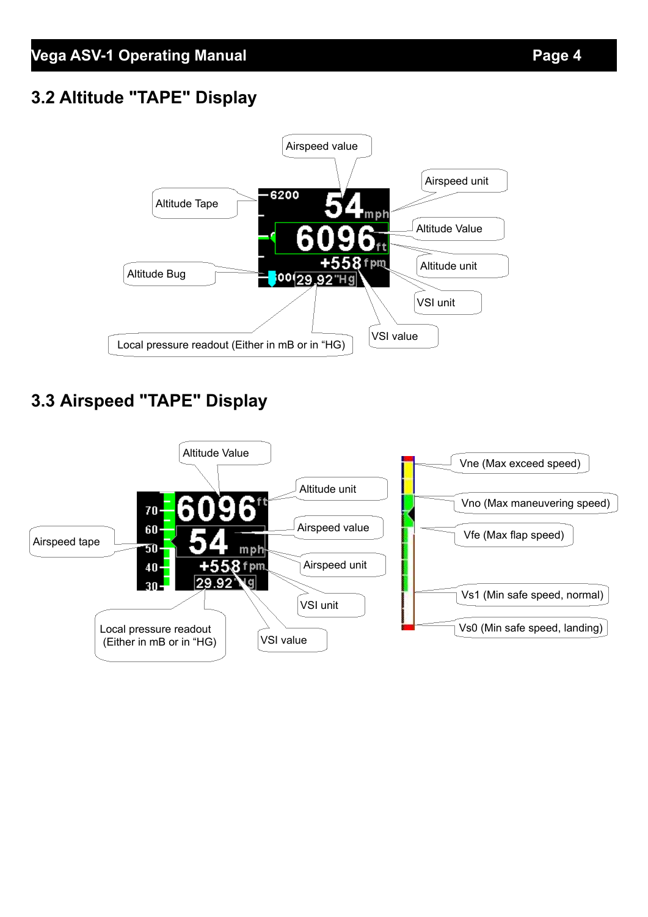## 3.2 Altitude "TAPE" Display

Airspeed value

Airspeed unit

Altitude Tape

Altitude Value

Altitude unit

Altitude Bug

VSI unit

VSI value

Local pressure readout (Either in mB or in “HG)

## 3.3 Airspeed "TAPE" Display

Altitude Value

Altitude unit

Airspeed value

Airspeed tape

Airspeed unit

VSI unit

Local pressure readout (Either in mB or in “HG)

VSI value

Vne (Max exceed speed)

Vno (Max maneuvering speed)

Vfe (Max flap speed)

Vs1 (Min safe speed, normal)

Vs0 (Min safe speed, landing)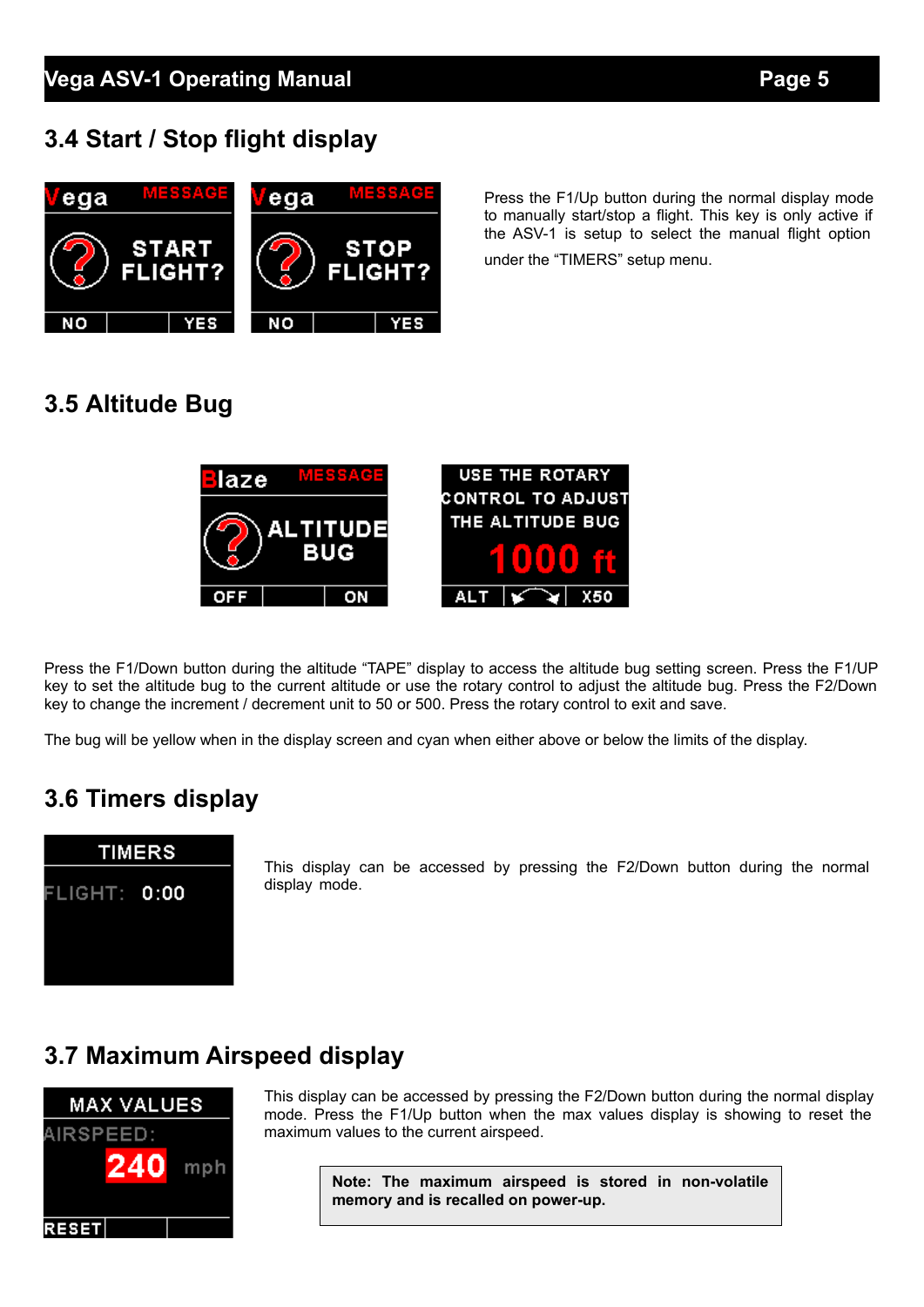## 3.4 Start / Stop flight display

Press the F1/Up button during the normal display mode to manually start/stop a flight. This key is only active if the ASV-1 is setup to select the manual flight option under the "TIMERS" setup menu.

## 3.5 Altitude Bug

Press the F1/Down button during the altitude "TAPE" display to access the altitude bug setting screen. Press the F1/UP key to set the altitude bug to the current altitude or use the rotary control to adjust the altitude bug. Press the F2/Down key to change the increment / decrement unit to 50 or 500. Press the rotary control to exit and save.

The bug will be yellow when in the display screen and cyan when either above or below the limits of the display.

## 3.6 Timers display

This display can be accessed by pressing the F2/Down button during the normal display mode.

## 3.7 Maximum Airspeed display

This display can be accessed by pressing the F2/Down button during the normal display mode. Press the F1/Up button when the max values display is showing to reset the maximum values to the current airspeed.

**Note: The maximum airspeed is stored in non-volatile memory and is recalled on power-up.**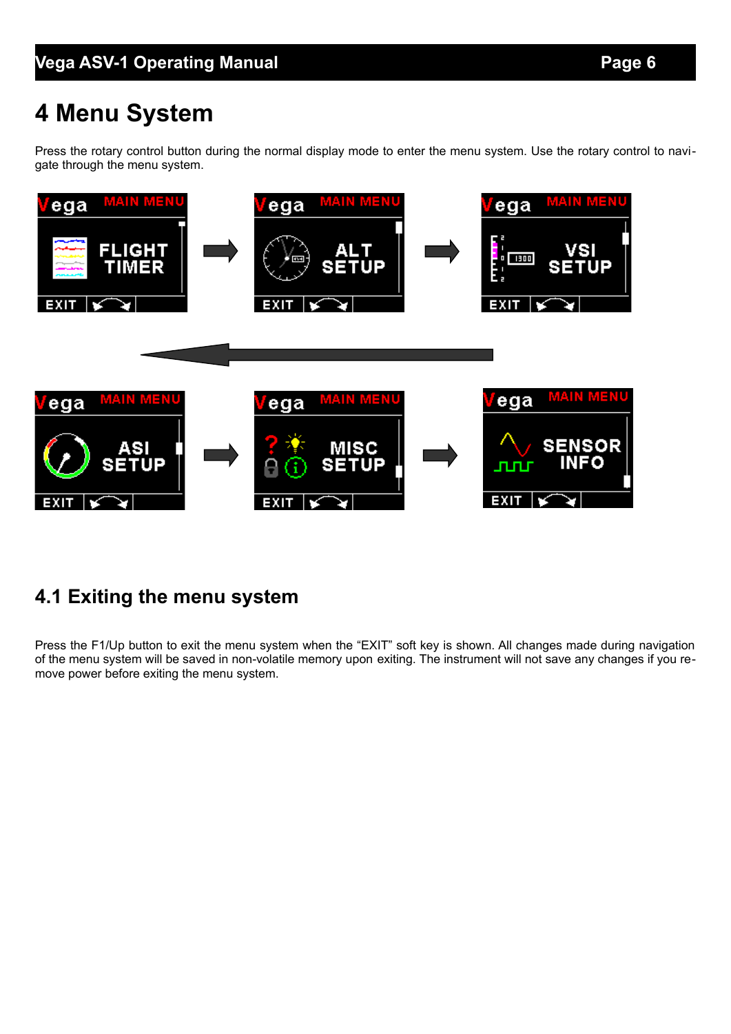# 4 Menu System

Press the rotary control button during the normal display mode to enter the menu system. Use the rotary control to navigate through the menu system.

## 4.1 Exiting the menu system

Press the F1/Up button to exit the menu system when the “EXIT” soft key is shown. All changes made during navigation of the menu system will be saved in non-volatile memory upon exiting. The instrument will not save any changes if you remove power before exiting the menu system.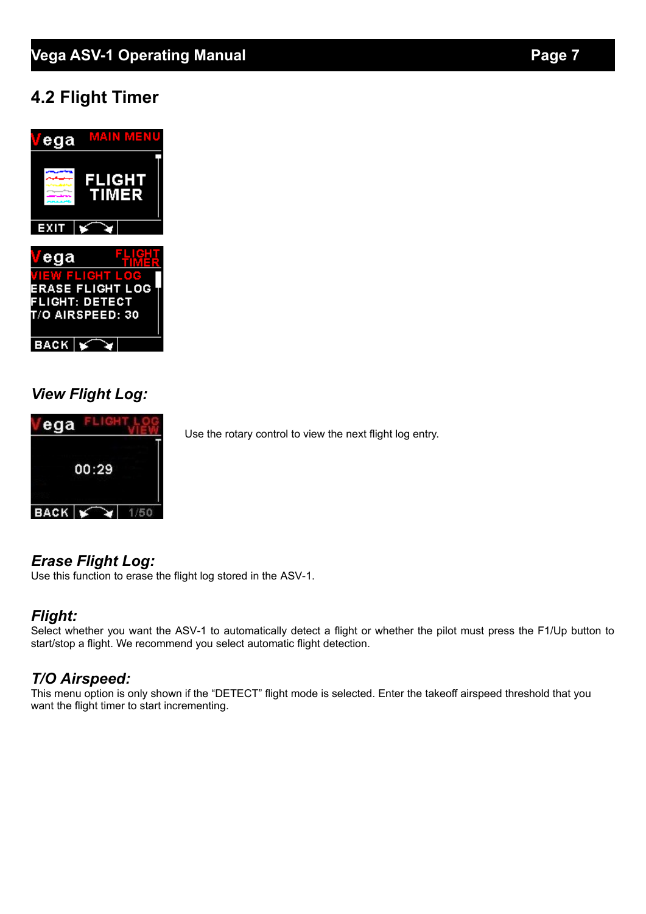## 4.2 Flight Timer

### *View Flight Log:*

Use the rotary control to view the next flight log entry.

### *Erase Flight Log:*

Use this function to erase the flight log stored in the ASV-1.

### *Flight:*

Select whether you want the ASV-1 to automatically detect a flight or whether the pilot must press the F1/Up button to start/stop a flight. We recommend you select automatic flight detection.

### *T/O Airspeed:*

This menu option is only shown if the “DETECT” flight mode is selected. Enter the takeoff airspeed threshold that you want the flight timer to start incrementing.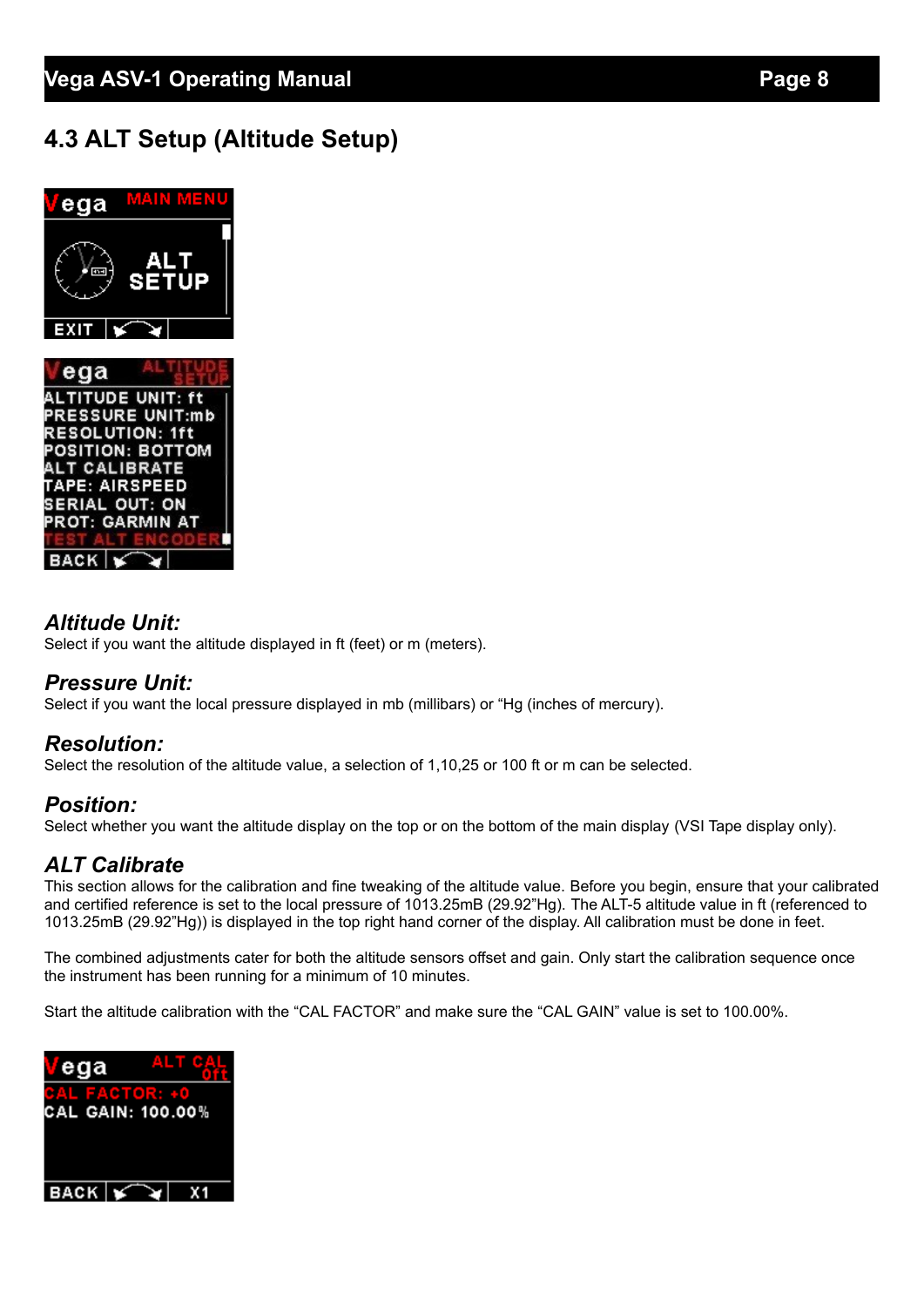## 4.3 ALT Setup (Altitude Setup)

### *Altitude Unit:*
Select if you want the altitude displayed in ft (feet) or m (meters).

### *Pressure Unit:*
Select if you want the local pressure displayed in mb (millibars) or "Hg (inches of mercury).

### *Resolution:*
Select the resolution of the altitude value, a selection of 1,10,25 or 100 ft or m can be selected.

### *Position:*
Select whether you want the altitude display on the top or on the bottom of the main display (VSI Tape display only).

### *ALT Calibrate*
This section allows for the calibration and fine tweaking of the altitude value. Before you begin, ensure that your calibrated and certified reference is set to the local pressure of 1013.25mB (29.92"Hg). The ALT-5 altitude value in ft (referenced to 1013.25mB (29.92"Hg)) is displayed in the top right hand corner of the display. All calibration must be done in feet.

The combined adjustments cater for both the altitude sensors offset and gain. Only start the calibration sequence once the instrument has been running for a minimum of 10 minutes.

Start the altitude calibration with the "CAL FACTOR" and make sure the "CAL GAIN" value is set to 100.00%.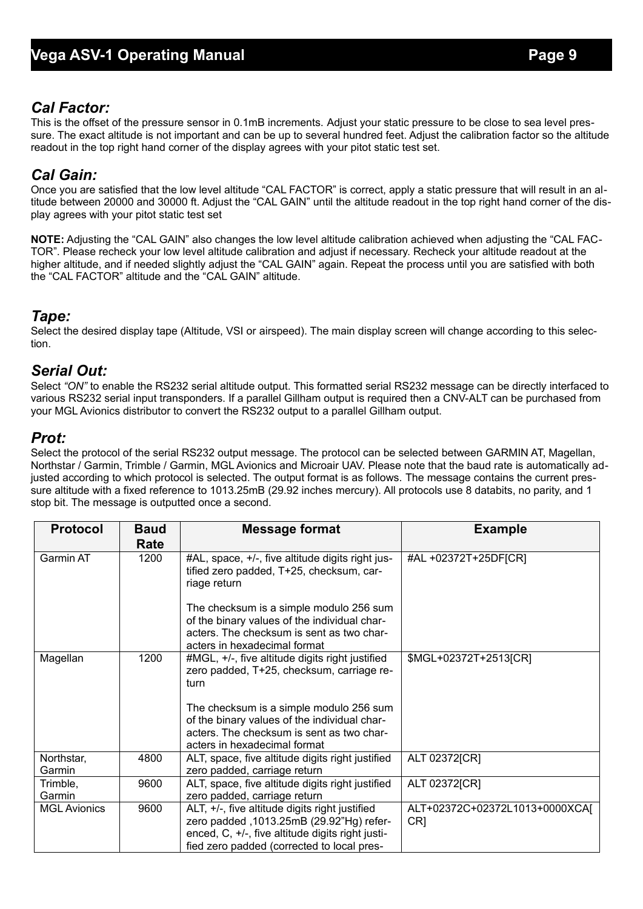## *Cal Factor:*

This is the offset of the pressure sensor in 0.1mB increments. Adjust your static pressure to be close to sea level pressure. The exact altitude is not important and can be up to several hundred feet. Adjust the calibration factor so the altitude readout in the top right hand corner of the display agrees with your pitot static test set.

## *Cal Gain:*

Once you are satisfied that the low level altitude "CAL FACTOR" is correct, apply a static pressure that will result in an altitude between 20000 and 30000 ft. Adjust the "CAL GAIN" until the altitude readout in the top right hand corner of the display agrees with your pitot static test set

**NOTE:** Adjusting the "CAL GAIN" also changes the low level altitude calibration achieved when adjusting the "CAL FACTOR". Please recheck your low level altitude calibration and adjust if necessary. Recheck your altitude readout at the higher altitude, and if needed slightly adjust the "CAL GAIN" again. Repeat the process until you are satisfied with both the "CAL FACTOR" altitude and the "CAL GAIN" altitude.

## *Tape:*

Select the desired display tape (Altitude, VSI or airspeed). The main display screen will change according to this selection.

## *Serial Out:*

Select *"ON"* to enable the RS232 serial altitude output. This formatted serial RS232 message can be directly interfaced to various RS232 serial input transponders. If a parallel Gillham output is required then a CNV-ALT can be purchased from your MGL Avionics distributor to convert the RS232 output to a parallel Gillham output.

## *Prot:*

Select the protocol of the serial RS232 output message. The protocol can be selected between GARMIN AT, Magellan, Northstar / Garmin, Trimble / Garmin, MGL Avionics and Microair UAV. Please note that the baud rate is automatically adjusted according to which protocol is selected. The output format is as follows. The message contains the current pressure altitude with a fixed reference to 1013.25mB (29.92 inches mercury). All protocols use 8 databits, no parity, and 1 stop bit. The message is outputted once a second.

| Protocol | Baud Rate | Message format | Example |
|---|---|---|---|
| Garmin AT | 1200 | #AL, space, +/-, five altitude digits right justified zero padded, T+25, checksum, carriage return<br><br>The checksum is a simple modulo 256 sum of the binary values of the individual characters. The checksum is sent as two characters in hexadecimal format | #AL +02372T+25DF[CR] |
| Magellan | 1200 | #MGL, +/-, five altitude digits right justified zero padded, T+25, checksum, carriage return<br><br>The checksum is a simple modulo 256 sum of the binary values of the individual characters. The checksum is sent as two characters in hexadecimal format | $MGL+02372T+2513[CR] |
| Northstar, Garmin | 4800 | ALT, space, five altitude digits right justified zero padded, carriage return | ALT 02372[CR] |
| Trimble, Garmin | 9600 | ALT, space, five altitude digits right justified zero padded, carriage return | ALT 02372[CR] |
| MGL Avionics | 9600 | ALT, +/-, five altitude digits right justified zero padded ,1013.25mB (29.92"Hg) referenced, C, +/-, five altitude digits right justified zero padded (corrected to local pres- | ALT+02372C+02372L1013+0000XCA[CR] |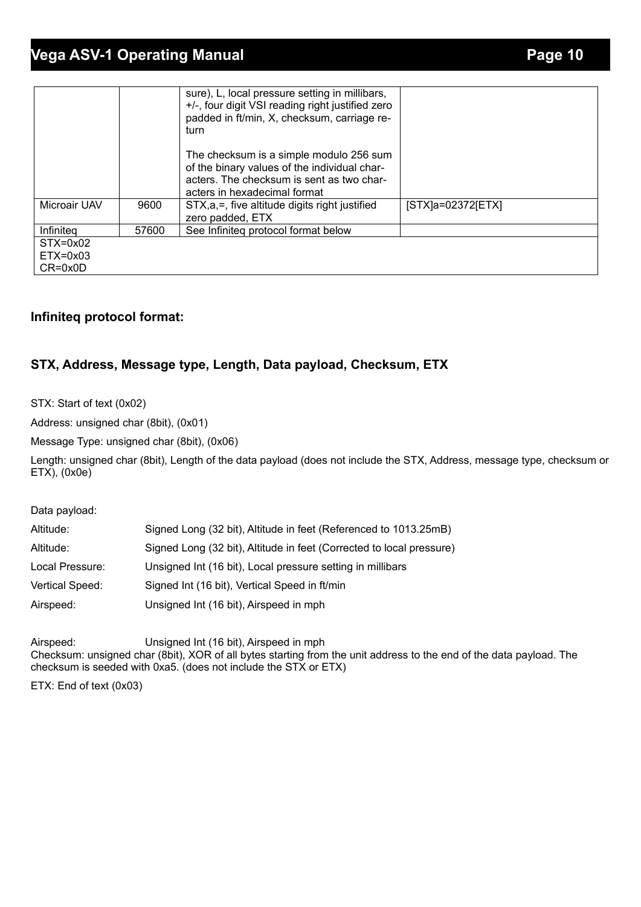|  |  | sure), L, local pressure setting in millibars, +/-, four digit VSI reading right justified zero padded in ft/min, X, checksum, carriage return<br><br>The checksum is a simple modulo 256 sum of the binary values of the individual characters. The checksum is sent as two characters in hexadecimal format |  |
|---|---|---|---|
| Microair UAV | 9600 | STX,a,=, five altitude digits right justified zero padded, ETX | [STX]a=02372[ETX] |
| Infiniteq | 57600 | See Infiniteq protocol format below |  |
| STX=0x02<br>ETX=0x03<br>CR=0x0D |  |  |  |

### Infiniteq protocol format:

### STX, Address, Message type, Length, Data payload, Checksum, ETX

STX: Start of text (0x02)

Address: unsigned char (8bit), (0x01)

Message Type: unsigned char (8bit), (0x06)

Length: unsigned char (8bit), Length of the data payload (does not include the STX, Address, message type, checksum or ETX), (0x0e)

Data payload:

Altitude: Signed Long (32 bit), Altitude in feet (Referenced to 1013.25mB)

Altitude: Signed Long (32 bit), Altitude in feet (Corrected to local pressure)

Local Pressure: Unsigned Int (16 bit), Local pressure setting in millibars

Vertical Speed: Signed Int (16 bit), Vertical Speed in ft/min

Airspeed: Unsigned Int (16 bit), Airspeed in mph

Airspeed: Unsigned Int (16 bit), Airspeed in mph

Checksum: unsigned char (8bit), XOR of all bytes starting from the unit address to the end of the data payload. The checksum is seeded with 0xa5. (does not include the STX or ETX)

ETX: End of text (0x03)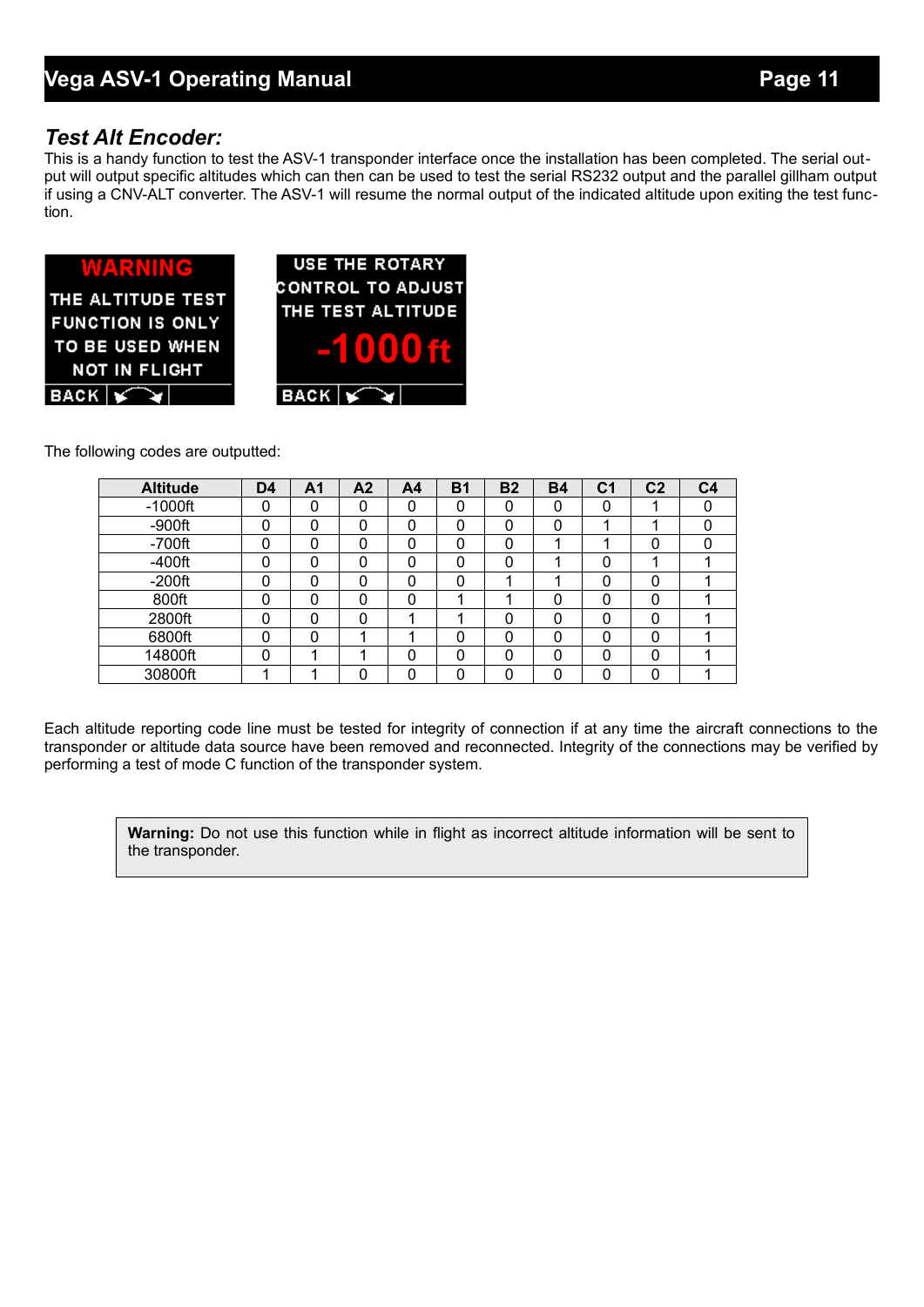## *Test Alt Encoder:*

This is a handy function to test the ASV-1 transponder interface once the installation has been completed. The serial output will output specific altitudes which can then can be used to test the serial RS232 output and the parallel gillham output if using a CNV-ALT converter. The ASV-1 will resume the normal output of the indicated altitude upon exiting the test function.

WARNING
THE ALTITUDE TEST FUNCTION IS ONLY TO BE USED WHEN NOT IN FLIGHT
BACK

USE THE ROTARY CONTROL TO ADJUST THE TEST ALTITUDE
-1000 ft
BACK

The following codes are outputted:

| Altitude | D4 | A1 | A2 | A4 | B1 | B2 | B4 | C1 | C2 | C4 |
|---|---|---|---|---|---|---|---|---|---|---|
| -1000ft | 0 | 0 | 0 | 0 | 0 | 0 | 0 | 0 | 1 | 0 |
| -900ft | 0 | 0 | 0 | 0 | 0 | 0 | 0 | 1 | 1 | 0 |
| -700ft | 0 | 0 | 0 | 0 | 0 | 0 | 1 | 1 | 0 | 0 |
| -400ft | 0 | 0 | 0 | 0 | 0 | 0 | 1 | 0 | 1 | 1 |
| -200ft | 0 | 0 | 0 | 0 | 0 | 1 | 1 | 0 | 0 | 1 |
| 800ft | 0 | 0 | 0 | 0 | 1 | 1 | 0 | 0 | 0 | 1 |
| 2800ft | 0 | 0 | 0 | 1 | 1 | 0 | 0 | 0 | 0 | 1 |
| 6800ft | 0 | 0 | 1 | 1 | 0 | 0 | 0 | 0 | 0 | 1 |
| 14800ft | 0 | 1 | 1 | 0 | 0 | 0 | 0 | 0 | 0 | 1 |
| 30800ft | 1 | 1 | 0 | 0 | 0 | 0 | 0 | 0 | 0 | 1 |

Each altitude reporting code line must be tested for integrity of connection if at any time the aircraft connections to the transponder or altitude data source have been removed and reconnected. Integrity of the connections may be verified by performing a test of mode C function of the transponder system.

**Warning:** Do not use this function while in flight as incorrect altitude information will be sent to the transponder.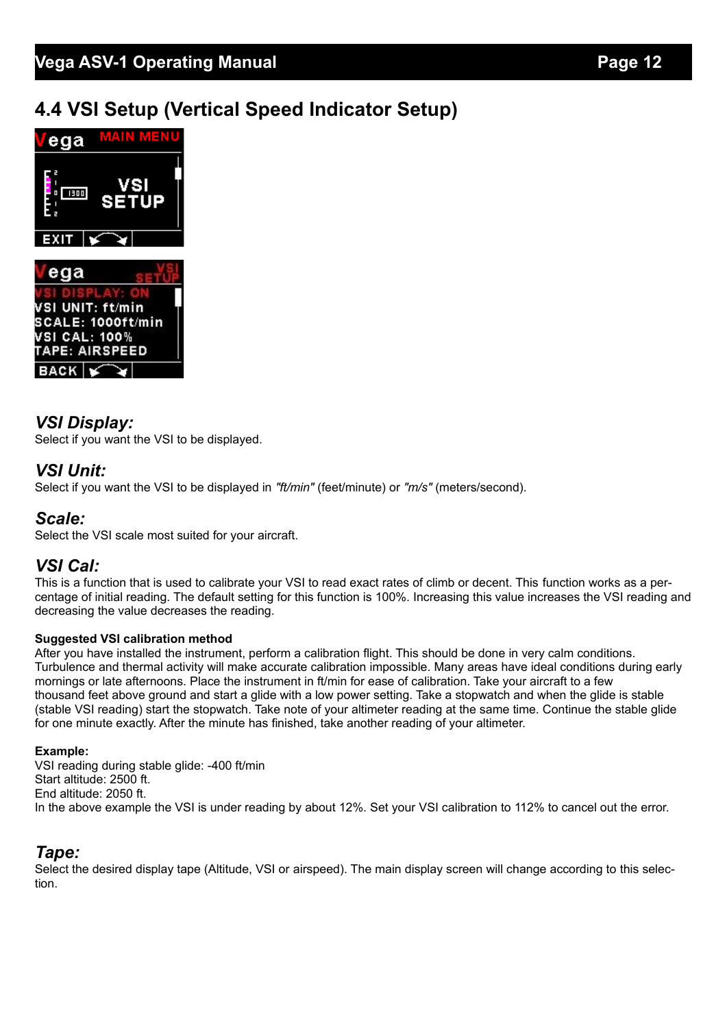## 4.4 VSI Setup (Vertical Speed Indicator Setup)

### *VSI Display:*

Select if you want the VSI to be displayed.

### *VSI Unit:*

Select if you want the VSI to be displayed in *"ft/min"* (feet/minute) or *"m/s"* (meters/second).

### *Scale:*

Select the VSI scale most suited for your aircraft.

### *VSI Cal:*

This is a function that is used to calibrate your VSI to read exact rates of climb or decent. This function works as a percentage of initial reading. The default setting for this function is 100%. Increasing this value increases the VSI reading and decreasing the value decreases the reading.

**Suggested VSI calibration method**

After you have installed the instrument, perform a calibration flight. This should be done in very calm conditions. Turbulence and thermal activity will make accurate calibration impossible. Many areas have ideal conditions during early mornings or late afternoons. Place the instrument in ft/min for ease of calibration. Take your aircraft to a few thousand feet above ground and start a glide with a low power setting. Take a stopwatch and when the glide is stable (stable VSI reading) start the stopwatch. Take note of your altimeter reading at the same time. Continue the stable glide for one minute exactly. After the minute has finished, take another reading of your altimeter.

**Example:**

VSI reading during stable glide: -400 ft/min
Start altitude: 2500 ft.
End altitude: 2050 ft.
In the above example the VSI is under reading by about 12%. Set your VSI calibration to 112% to cancel out the error.

### *Tape:*

Select the desired display tape (Altitude, VSI or airspeed). The main display screen will change according to this selection.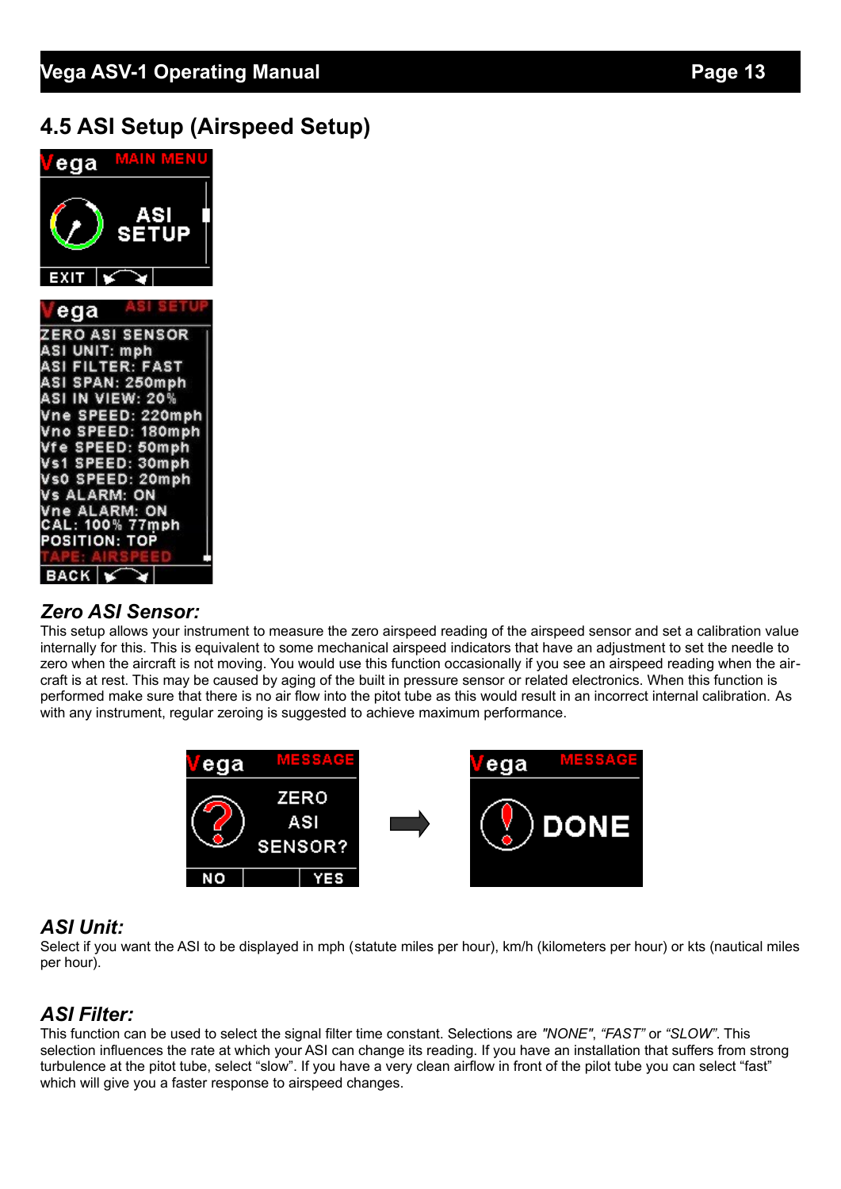## 4.5 ASI Setup (Airspeed Setup)

### *Zero ASI Sensor:*

This setup allows your instrument to measure the zero airspeed reading of the airspeed sensor and set a calibration value internally for this. This is equivalent to some mechanical airspeed indicators that have an adjustment to set the needle to zero when the aircraft is not moving. You would use this function occasionally if you see an airspeed reading when the aircraft is at rest. This may be caused by aging of the built in pressure sensor or related electronics. When this function is performed make sure that there is no air flow into the pitot tube as this would result in an incorrect internal calibration. As with any instrument, regular zeroing is suggested to achieve maximum performance.

### *ASI Unit:*

Select if you want the ASI to be displayed in mph (statute miles per hour), km/h (kilometers per hour) or kts (nautical miles per hour).

### *ASI Filter:*

This function can be used to select the signal filter time constant. Selections are *"NONE"*, *"FAST"* or *"SLOW"*. This selection influences the rate at which your ASI can change its reading. If you have an installation that suffers from strong turbulence at the pitot tube, select "slow". If you have a very clean airflow in front of the pilot tube you can select "fast" which will give you a faster response to airspeed changes.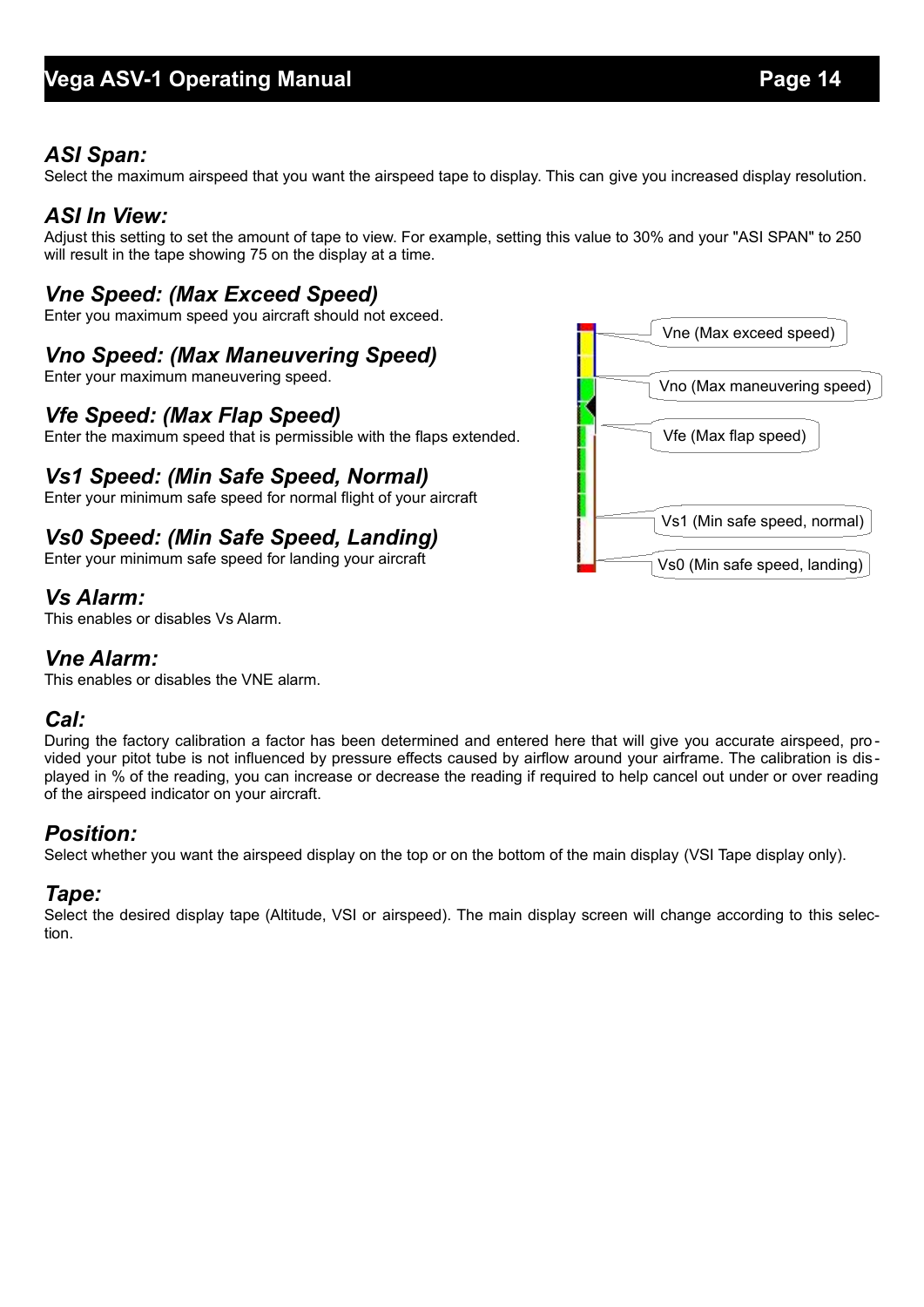### *ASI Span:*

Select the maximum airspeed that you want the airspeed tape to display. This can give you increased display resolution.

### *ASI In View:*

Adjust this setting to set the amount of tape to view. For example, setting this value to 30% and your "ASI SPAN" to 250 will result in the tape showing 75 on the display at a time.

### *Vne Speed: (Max Exceed Speed)*

Enter you maximum speed you aircraft should not exceed.

### *Vno Speed: (Max Maneuvering Speed)*

Enter your maximum maneuvering speed.

### *Vfe Speed: (Max Flap Speed)*

Enter the maximum speed that is permissible with the flaps extended.

### *Vs1 Speed: (Min Safe Speed, Normal)*

Enter your minimum safe speed for normal flight of your aircraft

### *Vs0 Speed: (Min Safe Speed, Landing)*

Enter your minimum safe speed for landing your aircraft

Vne (Max exceed speed)

Vno (Max maneuvering speed)

Vfe (Max flap speed)

Vs1 (Min safe speed, normal)

Vs0 (Min safe speed, landing)

### *Vs Alarm:*

This enables or disables Vs Alarm.

### *Vne Alarm:*

This enables or disables the VNE alarm.

### *Cal:*

During the factory calibration a factor has been determined and entered here that will give you accurate airspeed, provided your pitot tube is not influenced by pressure effects caused by airflow around your airframe. The calibration is displayed in % of the reading, you can increase or decrease the reading if required to help cancel out under or over reading of the airspeed indicator on your aircraft.

### *Position:*

Select whether you want the airspeed display on the top or on the bottom of the main display (VSI Tape display only).

### *Tape:*

Select the desired display tape (Altitude, VSI or airspeed). The main display screen will change according to this selection.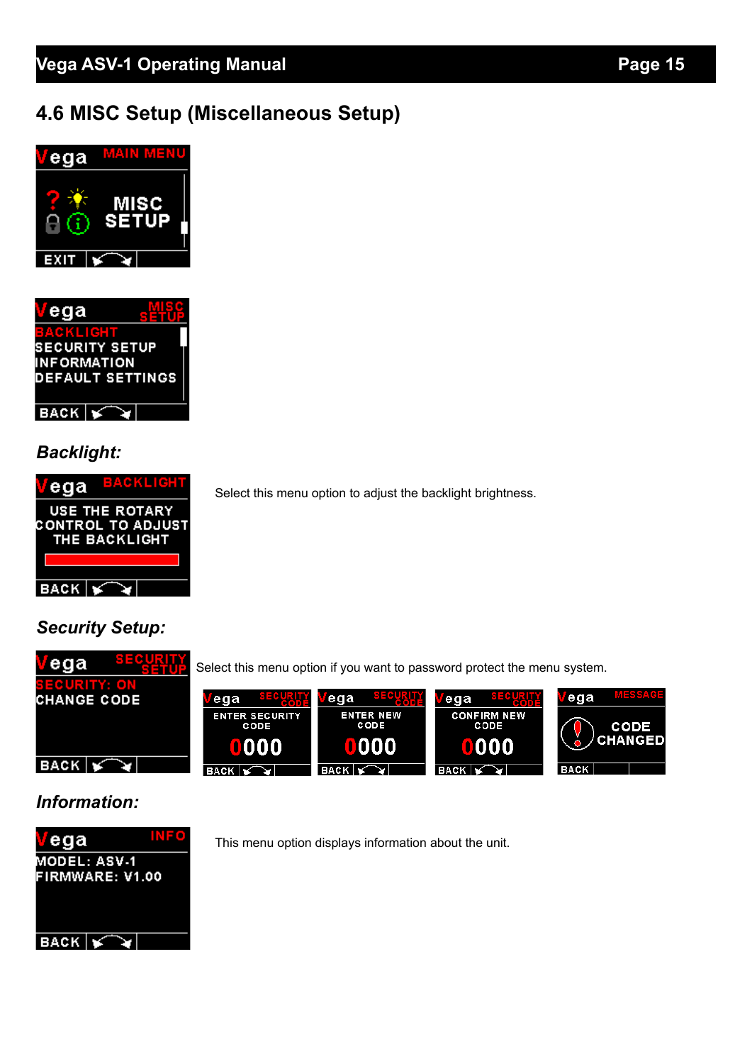## 4.6 MISC Setup (Miscellaneous Setup)

***Backlight:***

Select this menu option to adjust the backlight brightness.

***Security Setup:***

Select this menu option if you want to password protect the menu system.

***Information:***

This menu option displays information about the unit.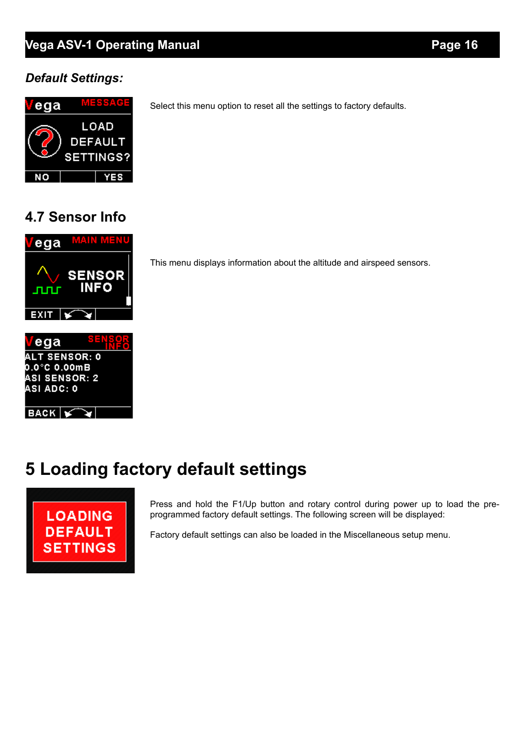### *Default Settings:*

Select this menu option to reset all the settings to factory defaults.

## 4.7 Sensor Info

This menu displays information about the altitude and airspeed sensors.

# 5 Loading factory default settings

Press and hold the F1/Up button and rotary control during power up to load the pre-programmed factory default settings. The following screen will be displayed:

Factory default settings can also be loaded in the Miscellaneous setup menu.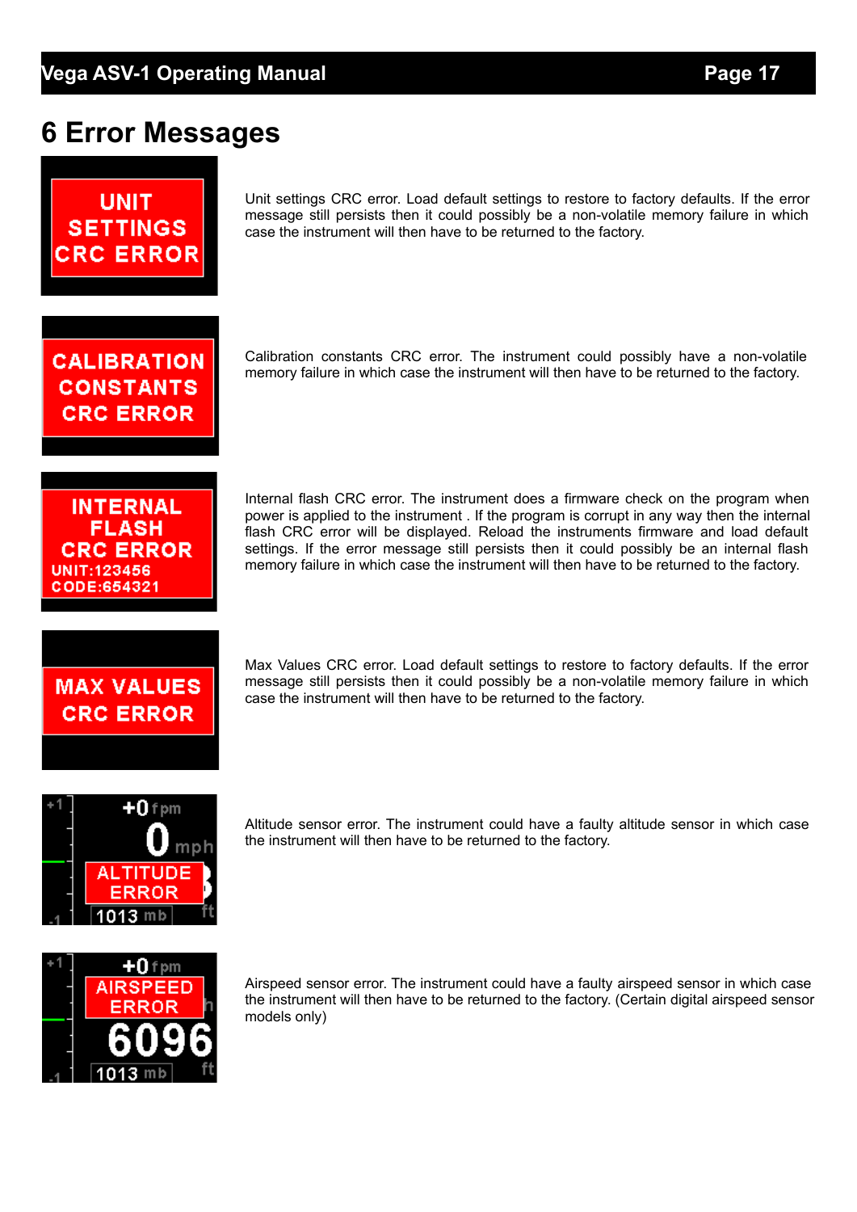# 6 Error Messages

UNIT SETTINGS CRC ERROR

Unit settings CRC error. Load default settings to restore to factory defaults. If the error message still persists then it could possibly be a non-volatile memory failure in which case the instrument will then have to be returned to the factory.

CALIBRATION CONSTANTS CRC ERROR

Calibration constants CRC error. The instrument could possibly have a non-volatile memory failure in which case the instrument will then have to be returned to the factory.

INTERNAL FLASH CRC ERROR
UNIT:123456
CODE:654321

Internal flash CRC error. The instrument does a firmware check on the program when power is applied to the instrument . If the program is corrupt in any way then the internal flash CRC error will be displayed. Reload the instruments firmware and load default settings. If the error message still persists then it could possibly be an internal flash memory failure in which case the instrument will then have to be returned to the factory.

MAX VALUES CRC ERROR

Max Values CRC error. Load default settings to restore to factory defaults. If the error message still persists then it could possibly be a non-volatile memory failure in which case the instrument will then have to be returned to the factory.

ALTITUDE ERROR

Altitude sensor error. The instrument could have a faulty altitude sensor in which case the instrument will then have to be returned to the factory.

AIRSPEED ERROR

Airspeed sensor error. The instrument could have a faulty airspeed sensor in which case the instrument will then have to be returned to the factory. (Certain digital airspeed sensor models only)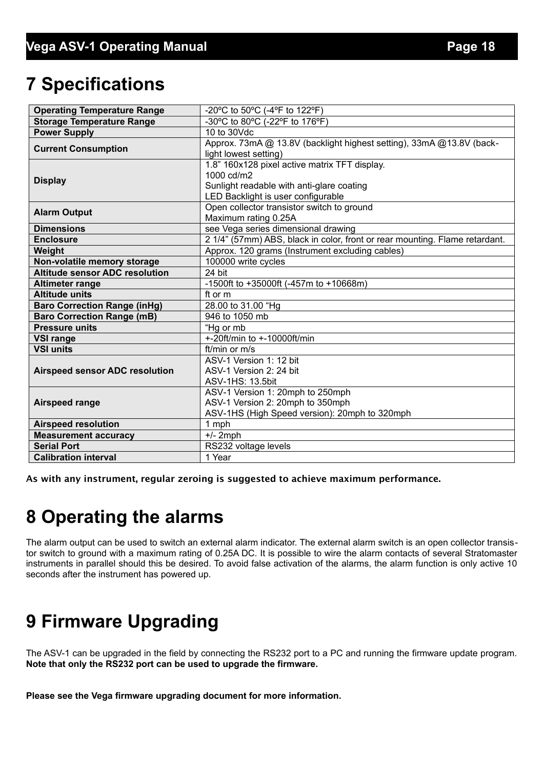# 7 Specifications

| | |
|---|---|
| **Operating Temperature Range** | -20ºC to 50ºC (-4ºF to 122ºF) |
| **Storage Temperature Range** | -30ºC to 80ºC (-22ºF to 176ºF) |
| **Power Supply** | 10 to 30Vdc |
| **Current Consumption** | Approx. 73mA @ 13.8V (backlight highest setting), 33mA @13.8V (back-light lowest setting) |
| **Display** | 1.8" 160x128 pixel active matrix TFT display.<br>1000 cd/m2<br>Sunlight readable with anti-glare coating<br>LED Backlight is user configurable |
| **Alarm Output** | Open collector transistor switch to ground<br>Maximum rating 0.25A |
| **Dimensions** | see Vega series dimensional drawing |
| **Enclosure** | 2 1/4" (57mm) ABS, black in color, front or rear mounting. Flame retardant. |
| **Weight** | Approx. 120 grams (Instrument excluding cables) |
| **Non-volatile memory storage** | 100000 write cycles |
| **Altitude sensor ADC resolution** | 24 bit |
| **Altimeter range** | -1500ft to +35000ft (-457m to +10668m) |
| **Altitude units** | ft or m |
| **Baro Correction Range (inHg)** | 28.00 to 31.00 "Hg |
| **Baro Correction Range (mB)** | 946 to 1050 mb |
| **Pressure units** | "Hg or mb |
| **VSI range** | +-20ft/min to +-10000ft/min |
| **VSI units** | ft/min or m/s |
| **Airspeed sensor ADC resolution** | ASV-1 Version 1: 12 bit<br>ASV-1 Version 2: 24 bit<br>ASV-1HS: 13.5bit |
| **Airspeed range** | ASV-1 Version 1: 20mph to 250mph<br>ASV-1 Version 2: 20mph to 350mph<br>ASV-1HS (High Speed version): 20mph to 320mph |
| **Airspeed resolution** | 1 mph |
| **Measurement accuracy** | +/- 2mph |
| **Serial Port** | RS232 voltage levels |
| **Calibration interval** | 1 Year |

**As with any instrument, regular zeroing is suggested to achieve maximum performance.**

# 8 Operating the alarms

The alarm output can be used to switch an external alarm indicator. The external alarm switch is an open collector transistor switch to ground with a maximum rating of 0.25A DC. It is possible to wire the alarm contacts of several Stratomaster instruments in parallel should this be desired. To avoid false activation of the alarms, the alarm function is only active 10 seconds after the instrument has powered up.

# 9 Firmware Upgrading

The ASV-1 can be upgraded in the field by connecting the RS232 port to a PC and running the firmware update program. **Note that only the RS232 port can be used to upgrade the firmware.**

**Please see the Vega firmware upgrading document for more information.**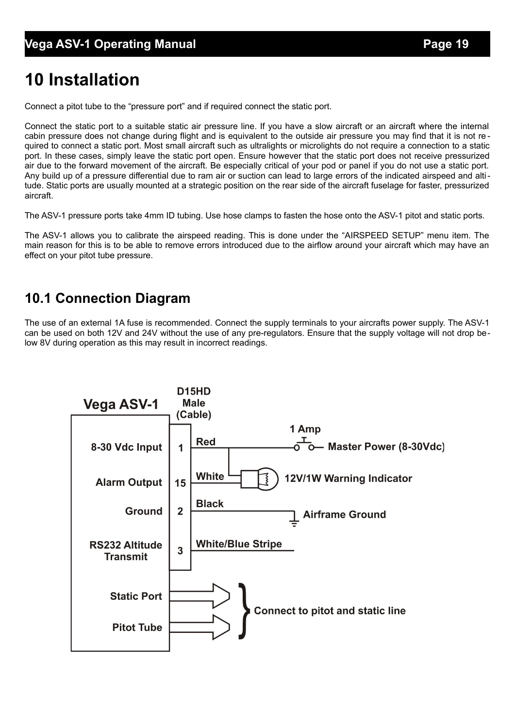# 10 Installation

Connect a pitot tube to the "pressure port" and if required connect the static port.

Connect the static port to a suitable static air pressure line. If you have a slow aircraft or an aircraft where the internal cabin pressure does not change during flight and is equivalent to the outside air pressure you may find that it is not required to connect a static port. Most small aircraft such as ultralights or microlights do not require a connection to a static port. In these cases, simply leave the static port open. Ensure however that the static port does not receive pressurized air due to the forward movement of the aircraft. Be especially critical of your pod or panel if you do not use a static port. Any build up of a pressure differential due to ram air or suction can lead to large errors of the indicated airspeed and altitude. Static ports are usually mounted at a strategic position on the rear side of the aircraft fuselage for faster, pressurized aircraft.

The ASV-1 pressure ports take 4mm ID tubing. Use hose clamps to fasten the hose onto the ASV-1 pitot and static ports.

The ASV-1 allows you to calibrate the airspeed reading. This is done under the "AIRSPEED SETUP" menu item. The main reason for this is to be able to remove errors introduced due to the airflow around your aircraft which may have an effect on your pitot tube pressure.

## 10.1 Connection Diagram

The use of an external 1A fuse is recommended. Connect the supply terminals to your aircrafts power supply. The ASV-1 can be used on both 12V and 24V without the use of any pre-regulators. Ensure that the supply voltage will not drop below 8V during operation as this may result in incorrect readings.

**Vega ASV-1** — **D15HD Male (Cable)**

| Vega ASV-1 | D15HD Pin | Wire | Connection |
|---|---|---|---|
| 8-30 Vdc Input | 1 | Red | 1 Amp — Master Power (8-30Vdc) |
| Alarm Output | 15 | White | 12V/1W Warning Indicator |
| Ground | 2 | Black | Airframe Ground |
| RS232 Altitude Transmit | 3 | White/Blue Stripe | |
| Static Port | | | Connect to pitot and static line |
| Pitot Tube | | | Connect to pitot and static line |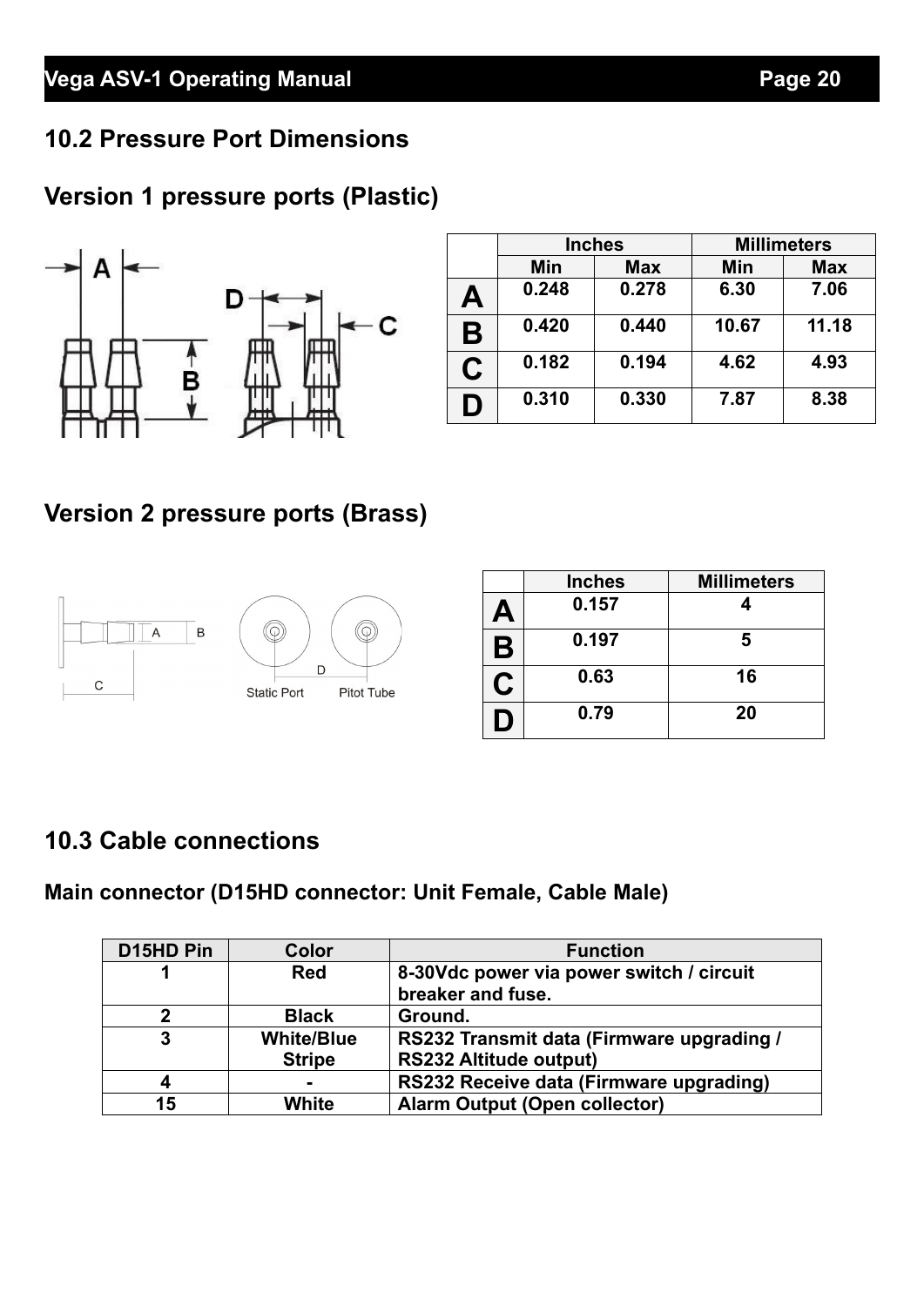## 10.2 Pressure Port Dimensions

### Version 1 pressure ports (Plastic)

| | Inches | | Millimeters | |
|---|---|---|---|---|
| | Min | Max | Min | Max |
| A | 0.248 | 0.278 | 6.30 | 7.06 |
| B | 0.420 | 0.440 | 10.67 | 11.18 |
| C | 0.182 | 0.194 | 4.62 | 4.93 |
| D | 0.310 | 0.330 | 7.87 | 8.38 |

### Version 2 pressure ports (Brass)

| | Inches | Millimeters |
|---|---|---|
| A | 0.157 | 4 |
| B | 0.197 | 5 |
| C | 0.63 | 16 |
| D | 0.79 | 20 |

## 10.3 Cable connections

**Main connector (D15HD connector: Unit Female, Cable Male)**

| D15HD Pin | Color | Function |
|---|---|---|
| 1 | Red | 8-30Vdc power via power switch / circuit breaker and fuse. |
| 2 | Black | Ground. |
| 3 | White/Blue Stripe | RS232 Transmit data (Firmware upgrading / RS232 Altitude output) |
| 4 | - | RS232 Receive data (Firmware upgrading) |
| 15 | White | Alarm Output (Open collector) |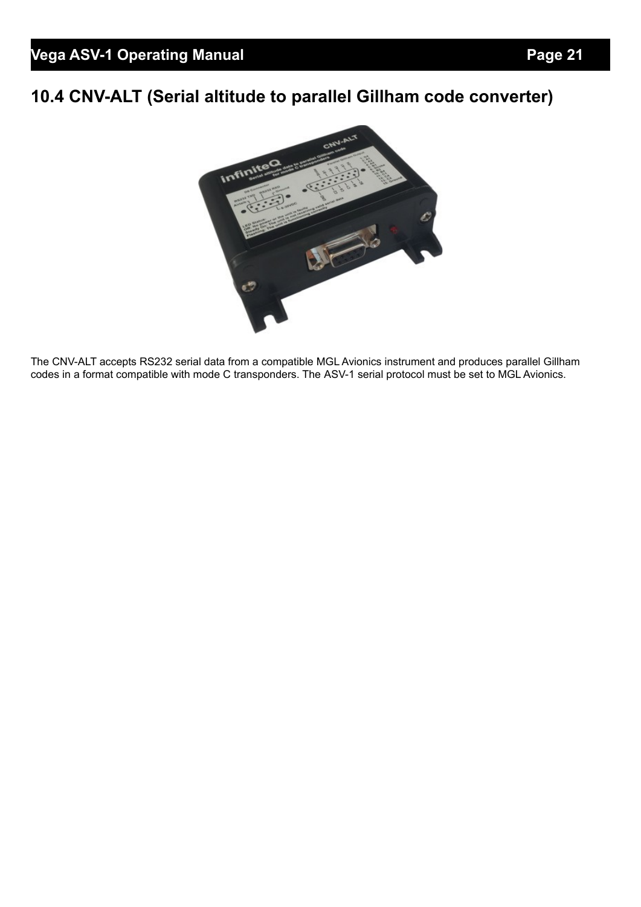## 10.4 CNV-ALT (Serial altitude to parallel Gillham code converter)

The CNV-ALT accepts RS232 serial data from a compatible MGL Avionics instrument and produces parallel Gillham codes in a format compatible with mode C transponders. The ASV-1 serial protocol must be set to MGL Avionics.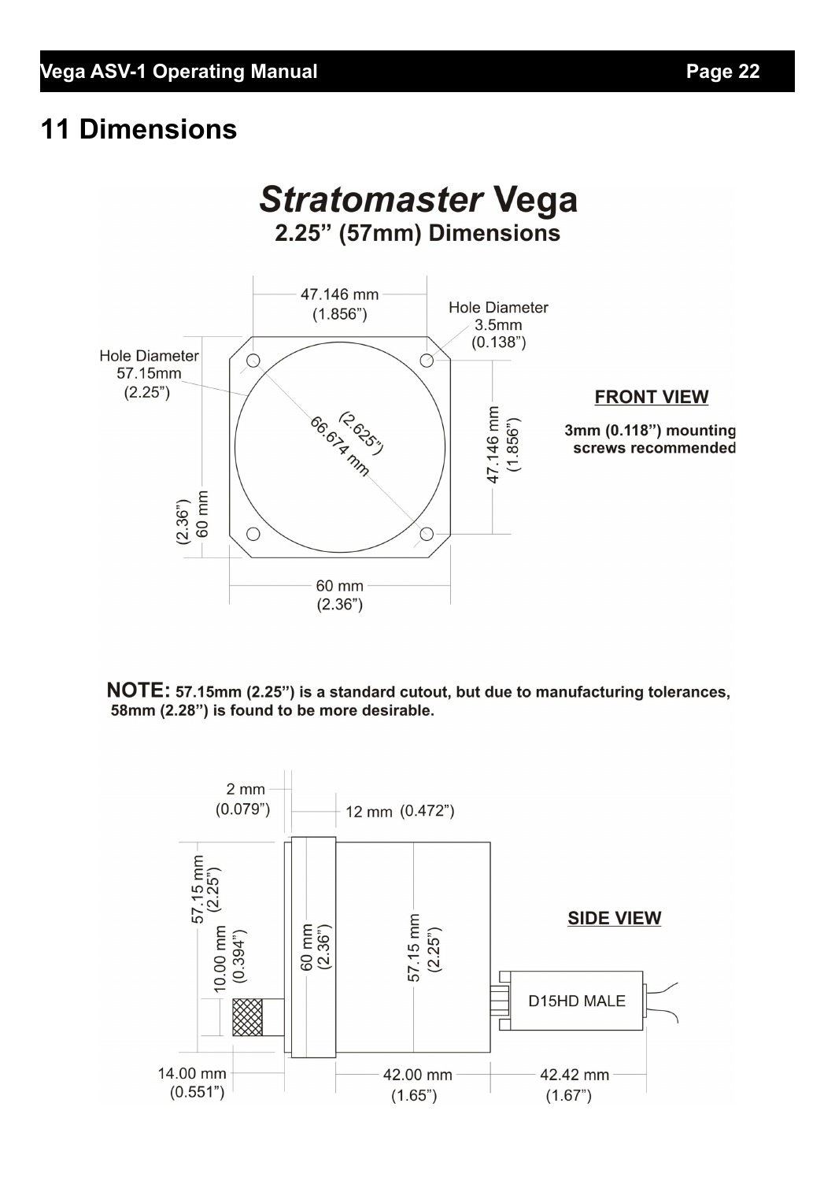# 11 Dimensions

## *Stratomaster* Vega

### 2.25” (57mm) Dimensions

47.146 mm (1.856”)

Hole Diameter 3.5mm (0.138”)

Hole Diameter 57.15mm (2.25”)

(2.625”) 66.674 mm

47.146 mm (1.856”)

(2.36”) 60 mm

60 mm (2.36”)

**FRONT VIEW**

**3mm (0.118”) mounting screws recommended**

**NOTE: 57.15mm (2.25”) is a standard cutout, but due to manufacturing tolerances, 58mm (2.28”) is found to be more desirable.**

2 mm (0.079”)

12 mm (0.472”)

57.15 mm (2.25”)

10.00 mm (0.394”)

60 mm (2.36”)

57.15 mm (2.25”)

**SIDE VIEW**

D15HD MALE

14.00 mm (0.551”)

42.00 mm (1.65”)

42.42 mm (1.67”)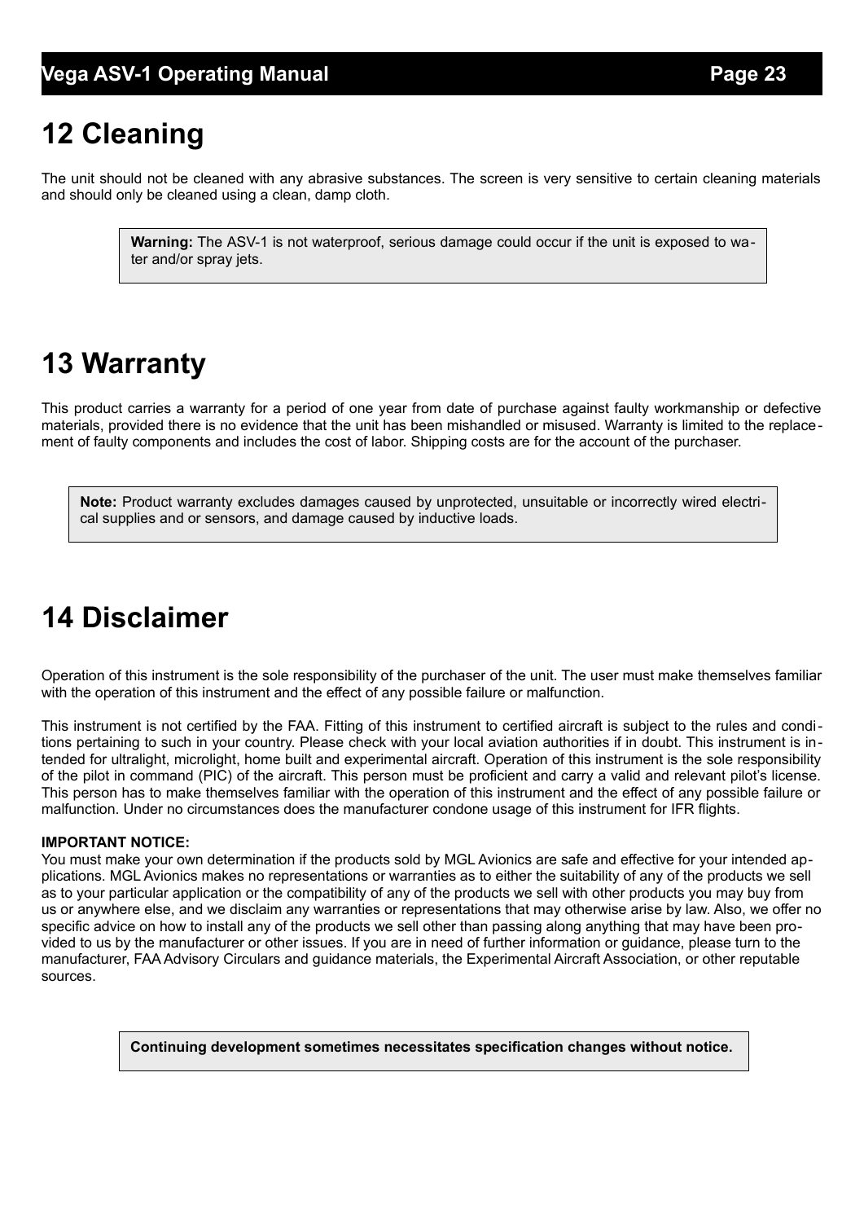# 12 Cleaning

The unit should not be cleaned with any abrasive substances. The screen is very sensitive to certain cleaning materials and should only be cleaned using a clean, damp cloth.

> **Warning:** The ASV-1 is not waterproof, serious damage could occur if the unit is exposed to water and/or spray jets.

# 13 Warranty

This product carries a warranty for a period of one year from date of purchase against faulty workmanship or defective materials, provided there is no evidence that the unit has been mishandled or misused. Warranty is limited to the replacement of faulty components and includes the cost of labor. Shipping costs are for the account of the purchaser.

> **Note:** Product warranty excludes damages caused by unprotected, unsuitable or incorrectly wired electrical supplies and or sensors, and damage caused by inductive loads.

# 14 Disclaimer

Operation of this instrument is the sole responsibility of the purchaser of the unit. The user must make themselves familiar with the operation of this instrument and the effect of any possible failure or malfunction.

This instrument is not certified by the FAA. Fitting of this instrument to certified aircraft is subject to the rules and conditions pertaining to such in your country. Please check with your local aviation authorities if in doubt. This instrument is intended for ultralight, microlight, home built and experimental aircraft. Operation of this instrument is the sole responsibility of the pilot in command (PIC) of the aircraft. This person must be proficient and carry a valid and relevant pilot's license. This person has to make themselves familiar with the operation of this instrument and the effect of any possible failure or malfunction. Under no circumstances does the manufacturer condone usage of this instrument for IFR flights.

**IMPORTANT NOTICE:**
You must make your own determination if the products sold by MGL Avionics are safe and effective for your intended applications. MGL Avionics makes no representations or warranties as to either the suitability of any of the products we sell as to your particular application or the compatibility of any of the products we sell with other products you may buy from us or anywhere else, and we disclaim any warranties or representations that may otherwise arise by law. Also, we offer no specific advice on how to install any of the products we sell other than passing along anything that may have been provided to us by the manufacturer or other issues. If you are in need of further information or guidance, please turn to the manufacturer, FAA Advisory Circulars and guidance materials, the Experimental Aircraft Association, or other reputable sources.

> **Continuing development sometimes necessitates specification changes without notice.**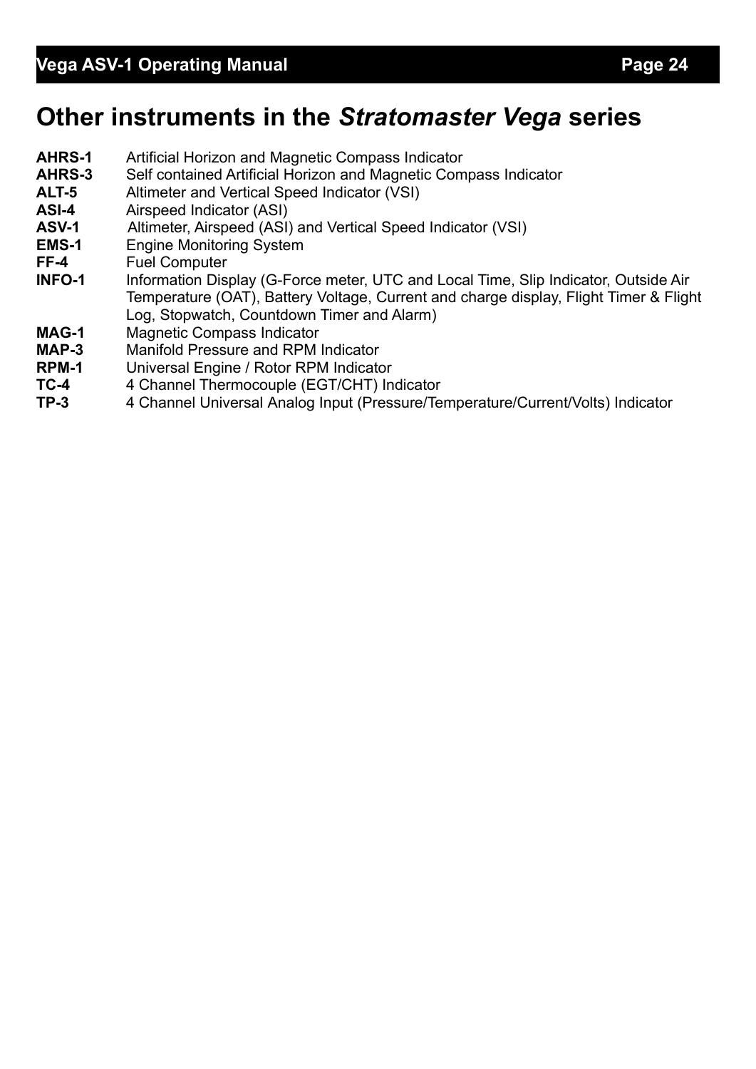# Other instruments in the *Stratomaster Vega* series

| | |
|---|---|
| **AHRS-1** | Artificial Horizon and Magnetic Compass Indicator |
| **AHRS-3** | Self contained Artificial Horizon and Magnetic Compass Indicator |
| **ALT-5** | Altimeter and Vertical Speed Indicator (VSI) |
| **ASI-4** | Airspeed Indicator (ASI) |
| **ASV-1** | Altimeter, Airspeed (ASI) and Vertical Speed Indicator (VSI) |
| **EMS-1** | Engine Monitoring System |
| **FF-4** | Fuel Computer |
| **INFO-1** | Information Display (G-Force meter, UTC and Local Time, Slip Indicator, Outside Air Temperature (OAT), Battery Voltage, Current and charge display, Flight Timer & Flight Log, Stopwatch, Countdown Timer and Alarm) |
| **MAG-1** | Magnetic Compass Indicator |
| **MAP-3** | Manifold Pressure and RPM Indicator |
| **RPM-1** | Universal Engine / Rotor RPM Indicator |
| **TC-4** | 4 Channel Thermocouple (EGT/CHT) Indicator |
| **TP-3** | 4 Channel Universal Analog Input (Pressure/Temperature/Current/Volts) Indicator |